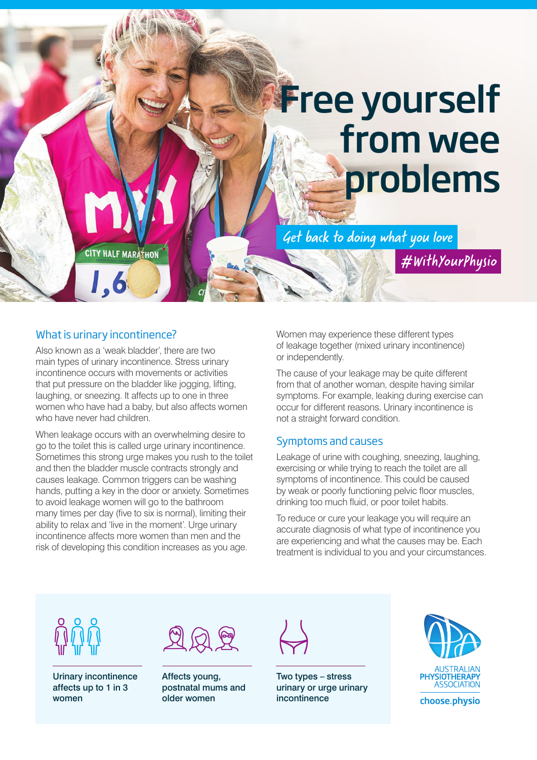# Free yourself from wee problems

Get back to doing what you love

#WithYourPhysio

## What is urinary incontinence?

Also known as a 'weak bladder', there are two main types of urinary incontinence. Stress urinary incontinence occurs with movements or activities that put pressure on the bladder like jogging, lifting, laughing, or sneezing. It affects up to one in three women who have had a baby, but also affects women who have never had children.

When leakage occurs with an overwhelming desire to go to the toilet this is called urge urinary incontinence. Sometimes this strong urge makes you rush to the toilet and then the bladder muscle contracts strongly and causes leakage. Common triggers can be washing hands, putting a key in the door or anxiety. Sometimes to avoid leakage women will go to the bathroom many times per day (five to six is normal), limiting their ability to relax and 'live in the moment'. Urge urinary incontinence affects more women than men and the risk of developing this condition increases as you age.

Women may experience these different types of leakage together (mixed urinary incontinence) or independently.

The cause of your leakage may be quite different from that of another woman, despite having similar symptoms. For example, leaking during exercise can occur for different reasons. Urinary incontinence is not a straight forward condition.

## Symptoms and causes

Leakage of urine with coughing, sneezing, laughing, exercising or while trying to reach the toilet are all symptoms of incontinence. This could be caused by weak or poorly functioning pelvic floor muscles, drinking too much fluid, or poor toilet habits.

To reduce or cure your leakage you will require an accurate diagnosis of what type of incontinence you are experiencing and what the causes may be. Each treatment is individual to you and your circumstances.

Urinary incontinence affects up to 1 in 3 women

Affects young, postnatal mums and older women

Two types – stress urinary or urge urinary incontinence

AUSTRALIAN PHYSIOTHERAPY ASSOCIATION

choose.physio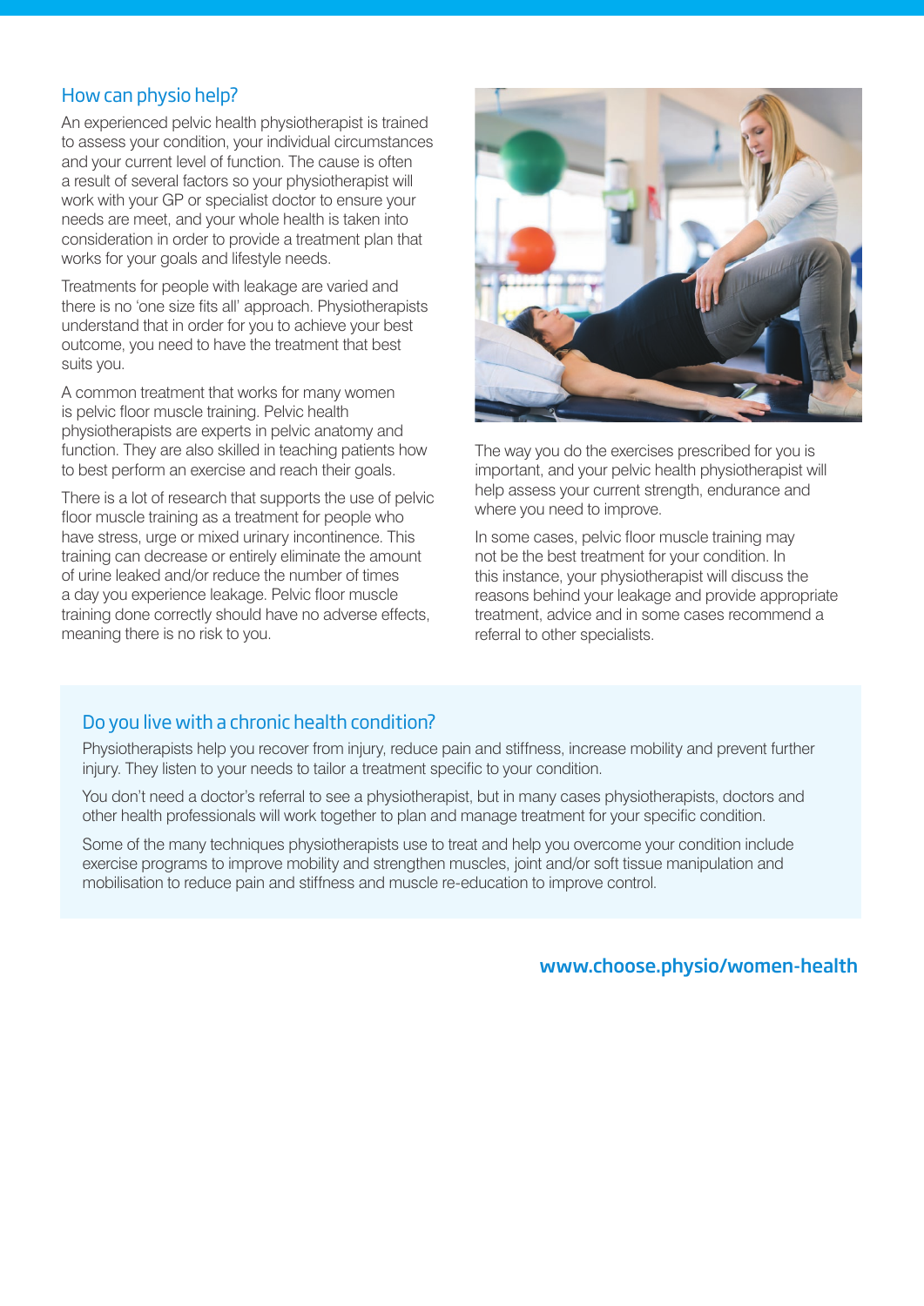## How can physio help?

An experienced pelvic health physiotherapist is trained to assess your condition, your individual circumstances and your current level of function. The cause is often a result of several factors so your physiotherapist will work with your GP or specialist doctor to ensure your needs are meet, and your whole health is taken into consideration in order to provide a treatment plan that works for your goals and lifestyle needs.

Treatments for people with leakage are varied and there is no 'one size fits all' approach. Physiotherapists understand that in order for you to achieve your best outcome, you need to have the treatment that best suits you.

A common treatment that works for many women is pelvic floor muscle training. Pelvic health physiotherapists are experts in pelvic anatomy and function. They are also skilled in teaching patients how to best perform an exercise and reach their goals.

There is a lot of research that supports the use of pelvic floor muscle training as a treatment for people who have stress, urge or mixed urinary incontinence. This training can decrease or entirely eliminate the amount of urine leaked and/or reduce the number of times a day you experience leakage. Pelvic floor muscle training done correctly should have no adverse effects, meaning there is no risk to you.

The way you do the exercises prescribed for you is important, and your pelvic health physiotherapist will help assess your current strength, endurance and where you need to improve.

In some cases, pelvic floor muscle training may not be the best treatment for your condition. In this instance, your physiotherapist will discuss the reasons behind your leakage and provide appropriate treatment, advice and in some cases recommend a referral to other specialists.

## Do you live with a chronic health condition?

Physiotherapists help you recover from injury, reduce pain and stiffness, increase mobility and prevent further injury. They listen to your needs to tailor a treatment specific to your condition.

You don't need a doctor's referral to see a physiotherapist, but in many cases physiotherapists, doctors and other health professionals will work together to plan and manage treatment for your specific condition.

Some of the many techniques physiotherapists use to treat and help you overcome your condition include exercise programs to improve mobility and strengthen muscles, joint and/or soft tissue manipulation and mobilisation to reduce pain and stiffness and muscle re-education to improve control.

**www.choose.physio/women-health**